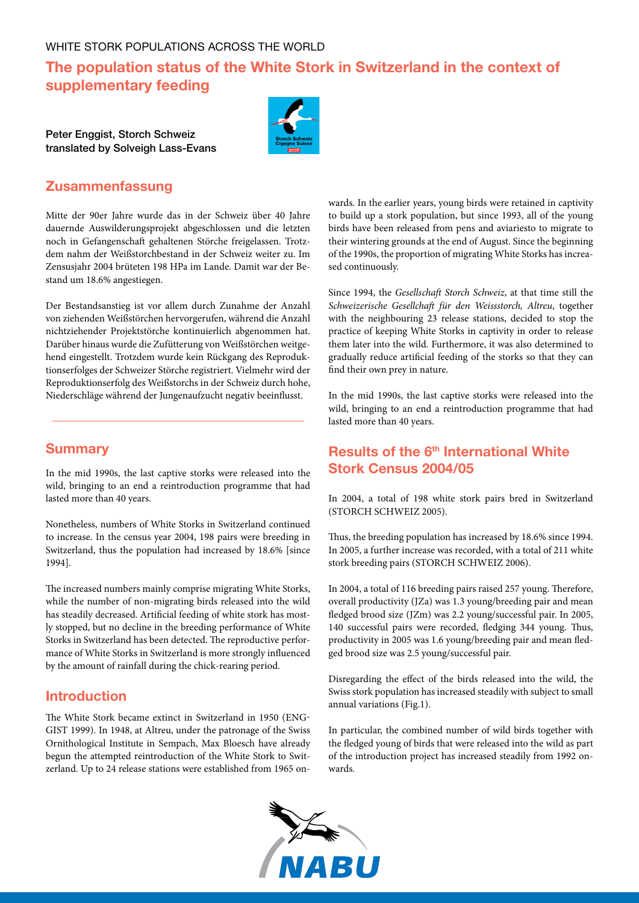WHITE STORK POPULATIONS ACROSS THE WORLD

# The population status of the White Stork in Switzerland in the context of supplementary feeding

**Peter Enggist, Storch Schweiz**
**translated by Solveigh Lass-Evans**

## Zusammenfassung

Mitte der 90er Jahre wurde das in der Schweiz über 40 Jahre dauernde Auswilderungsprojekt abgeschlossen und die letzten noch in Gefangenschaft gehaltenen Störche freigelassen. Trotzdem nahm der Weißstorchbestand in der Schweiz weiter zu. Im Zensusjahr 2004 brüteten 198 HPa im Lande. Damit war der Bestand um 18.6% angestiegen.

Der Bestandsanstieg ist vor allem durch Zunahme der Anzahl von ziehenden Weißstörchen hervorgerufen, während die Anzahl nichtziehender Projektstörche kontinuierlich abgenommen hat. Darüber hinaus wurde die Zufütterung von Weißstörchen weitgehend eingestellt. Trotzdem wurde kein Rückgang des Reproduktionserfolges der Schweizer Störche registriert. Vielmehr wird der Reproduktionserfolg des Weißstorchs in der Schweiz durch hohe, Niederschläge während der Jungenaufzucht negativ beeinflusst.

## Summary

In the mid 1990s, the last captive storks were released into the wild, bringing to an end a reintroduction programme that had lasted more than 40 years.

Nonetheless, numbers of White Storks in Switzerland continued to increase. In the census year 2004, 198 pairs were breeding in Switzerland, thus the population had increased by 18.6% [since 1994].

The increased numbers mainly comprise migrating White Storks, while the number of non-migrating birds released into the wild has steadily decreased. Artificial feeding of white stork has mostly stopped, but no decline in the breeding performance of White Storks in Switzerland has been detected. The reproductive performance of White Storks in Switzerland is more strongly influenced by the amount of rainfall during the chick-rearing period.

## Introduction

The White Stork became extinct in Switzerland in 1950 (ENGGIST 1999). In 1948, at Altreu, under the patronage of the Swiss Ornithological Institute in Sempach, Max Bloesch have already begun the attempted reintroduction of the White Stork to Switzerland. Up to 24 release stations were established from 1965 onwards. In the earlier years, young birds were retained in captivity to build up a stork population, but since 1993, all of the young birds have been released from pens and aviariesto to migrate to their wintering grounds at the end of August. Since the beginning of the 1990s, the proportion of migrating White Storks has increased continuously.

Since 1994, the *Gesellschaft Storch Schweiz*, at that time still the *Schweizerische Gesellschaft für den Weissstorch, Altreu*, together with the neighbouring 23 release stations, decided to stop the practice of keeping White Storks in captivity in order to release them later into the wild. Furthermore, it was also determined to gradually reduce artificial feeding of the storks so that they can find their own prey in nature.

In the mid 1990s, the last captive storks were released into the wild, bringing to an end a reintroduction programme that had lasted more than 40 years.

## Results of the 6th International White Stork Census 2004/05

In 2004, a total of 198 white stork pairs bred in Switzerland (STORCH SCHWEIZ 2005).

Thus, the breeding population has increased by 18.6% since 1994. In 2005, a further increase was recorded, with a total of 211 white stork breeding pairs (STORCH SCHWEIZ 2006).

In 2004, a total of 116 breeding pairs raised 257 young. Therefore, overall productivity (JZa) was 1.3 young/breeding pair and mean fledged brood size (JZm) was 2.2 young/successful pair. In 2005, 140 successful pairs were recorded, fledging 344 young. Thus, productivity in 2005 was 1.6 young/breeding pair and mean fledged brood size was 2.5 young/successful pair.

Disregarding the effect of the birds released into the wild, the Swiss stork population has increased steadily with subject to small annual variations (Fig.1).

In particular, the combined number of wild birds together with the fledged young of birds that were released into the wild as part of the introduction project has increased steadily from 1992 onwards.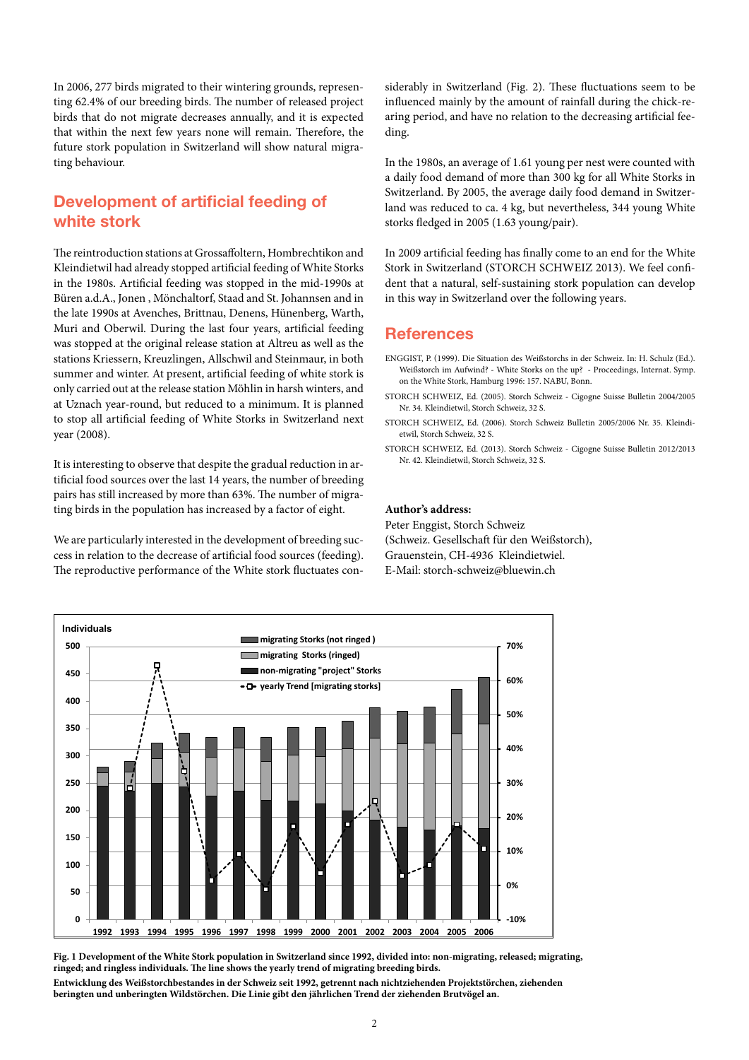In 2006, 277 birds migrated to their wintering grounds, representing 62.4% of our breeding birds. The number of released project birds that do not migrate decreases annually, and it is expected that within the next few years none will remain. Therefore, the future stork population in Switzerland will show natural migrating behaviour.

## Development of artificial feeding of white stork

The reintroduction stations at Grossaffoltern, Hombrechtikon and Kleindietwil had already stopped artificial feeding of White Storks in the 1980s. Artificial feeding was stopped in the mid-1990s at Büren a.d.A., Jonen , Mönchaltorf, Staad and St. Johannsen and in the late 1990s at Avenches, Brittnau, Denens, Hünenberg, Warth, Muri and Oberwil. During the last four years, artificial feeding was stopped at the original release station at Altreu as well as the stations Kriessern, Kreuzlingen, Allschwil and Steinmaur, in both summer and winter. At present, artificial feeding of white stork is only carried out at the release station Möhlin in harsh winters, and at Uznach year-round, but reduced to a minimum. It is planned to stop all artificial feeding of White Storks in Switzerland next year (2008).

It is interesting to observe that despite the gradual reduction in artificial food sources over the last 14 years, the number of breeding pairs has still increased by more than 63%. The number of migrating birds in the population has increased by a factor of eight.

We are particularly interested in the development of breeding success in relation to the decrease of artificial food sources (feeding). The reproductive performance of the White stork fluctuates considerably in Switzerland (Fig. 2). These fluctuations seem to be influenced mainly by the amount of rainfall during the chick-rearing period, and have no relation to the decreasing artificial feeding.

In the 1980s, an average of 1.61 young per nest were counted with a daily food demand of more than 300 kg for all White Storks in Switzerland. By 2005, the average daily food demand in Switzerland was reduced to ca. 4 kg, but nevertheless, 344 young White storks fledged in 2005 (1.63 young/pair).

In 2009 artificial feeding has finally come to an end for the White Stork in Switzerland (STORCH SCHWEIZ 2013). We feel confident that a natural, self-sustaining stork population can develop in this way in Switzerland over the following years.

## References

ENGGIST, P. (1999). Die Situation des Weißstorchs in der Schweiz. In: H. Schulz (Ed.). Weißstorch im Aufwind? - White Storks on the up? - Proceedings, Internat. Symp. on the White Stork, Hamburg 1996: 157. NABU, Bonn.

STORCH SCHWEIZ, Ed. (2005). Storch Schweiz - Cigogne Suisse Bulletin 2004/2005 Nr. 34. Kleindietwil, Storch Schweiz, 32 S.

STORCH SCHWEIZ, Ed. (2006). Storch Schweiz Bulletin 2005/2006 Nr. 35. Kleindietwil, Storch Schweiz, 32 S.

STORCH SCHWEIZ, Ed. (2013). Storch Schweiz - Cigogne Suisse Bulletin 2012/2013 Nr. 42. Kleindietwil, Storch Schweiz, 32 S.

**Author's address:**
Peter Enggist, Storch Schweiz
(Schweiz. Gesellschaft für den Weißstorch),
Grauenstein, CH-4936 Kleindietwiel.
E-Mail: storch-schweiz@bluewin.ch

**Fig. 1 Development of the White Stork population in Switzerland since 1992, divided into: non-migrating, released; migrating, ringed; and ringless individuals. The line shows the yearly trend of migrating breeding birds.**

**Entwicklung des Weißstorchbestandes in der Schweiz seit 1992, getrennt nach nichtziehenden Projektstörchen, ziehenden beringten und unberingten Wildstörchen. Die Linie gibt den jährlichen Trend der ziehenden Brutvögel an.**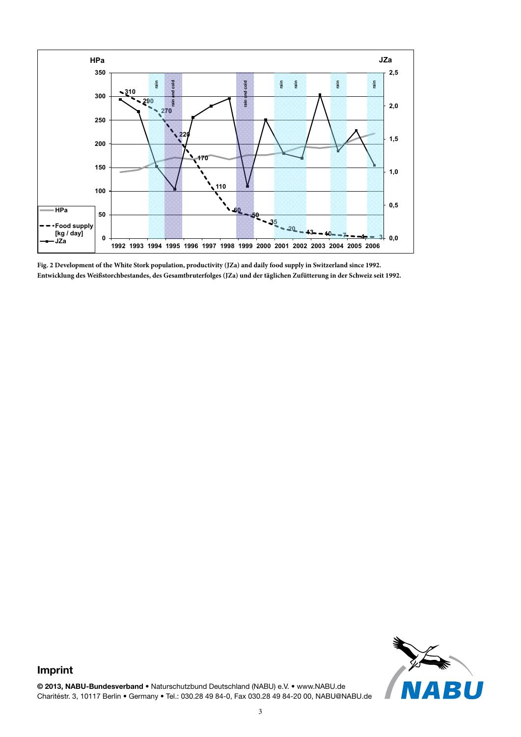HPa

JZa

350
300
250
200
150
100
50
0

2,5
2,0
1,5
1,0
0,5
0,0

rain
rain and cold
rain and cold
rain
rain
rain
rain

310
290
270
220
170
110
60
50
35
20
13
10
7
4
3

1992 1993 1994 1995 1996 1997 1998 1999 2000 2001 2002 2003 2004 2005 2006

HPa
Food supply [kg / day]
JZa

**Fig. 2 Development of the White Stork population, productivity (JZa) and daily food supply in Switzerland since 1992.**
**Entwicklung des Weißstorchbestandes, des Gesamtbruterfolges (JZa) und der täglichen Zufütterung in der Schweiz seit 1992.**

## Imprint

**© 2013, NABU-Bundesverband** • Naturschutzbund Deutschland (NABU) e.V. • www.NABU.de
Charitéstr. 3, 10117 Berlin • Germany • Tel.: 030.28 49 84-0, Fax 030.28 49 84-20 00, NABU@NABU.de

NABU